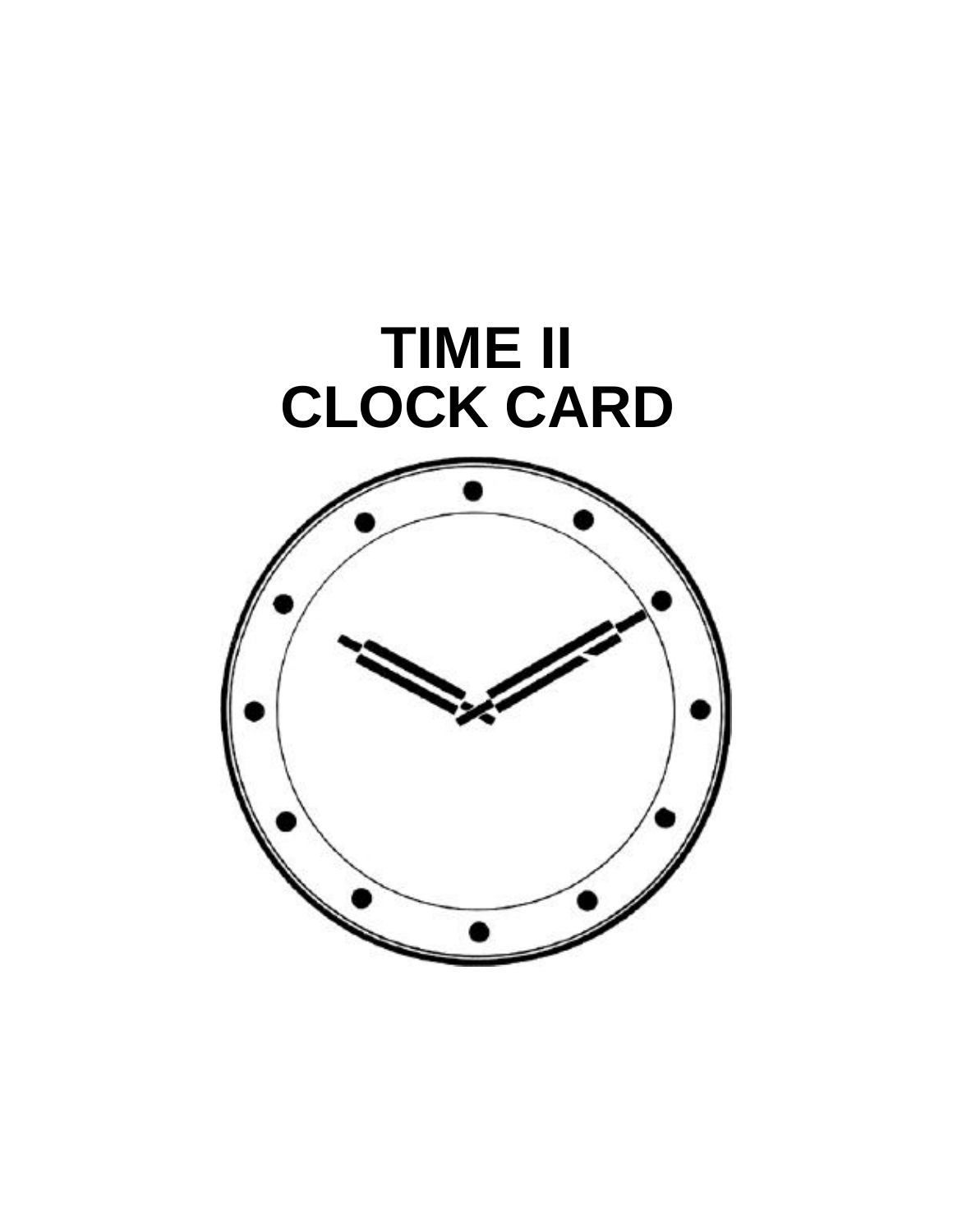# TIME II
# CLOCK CARD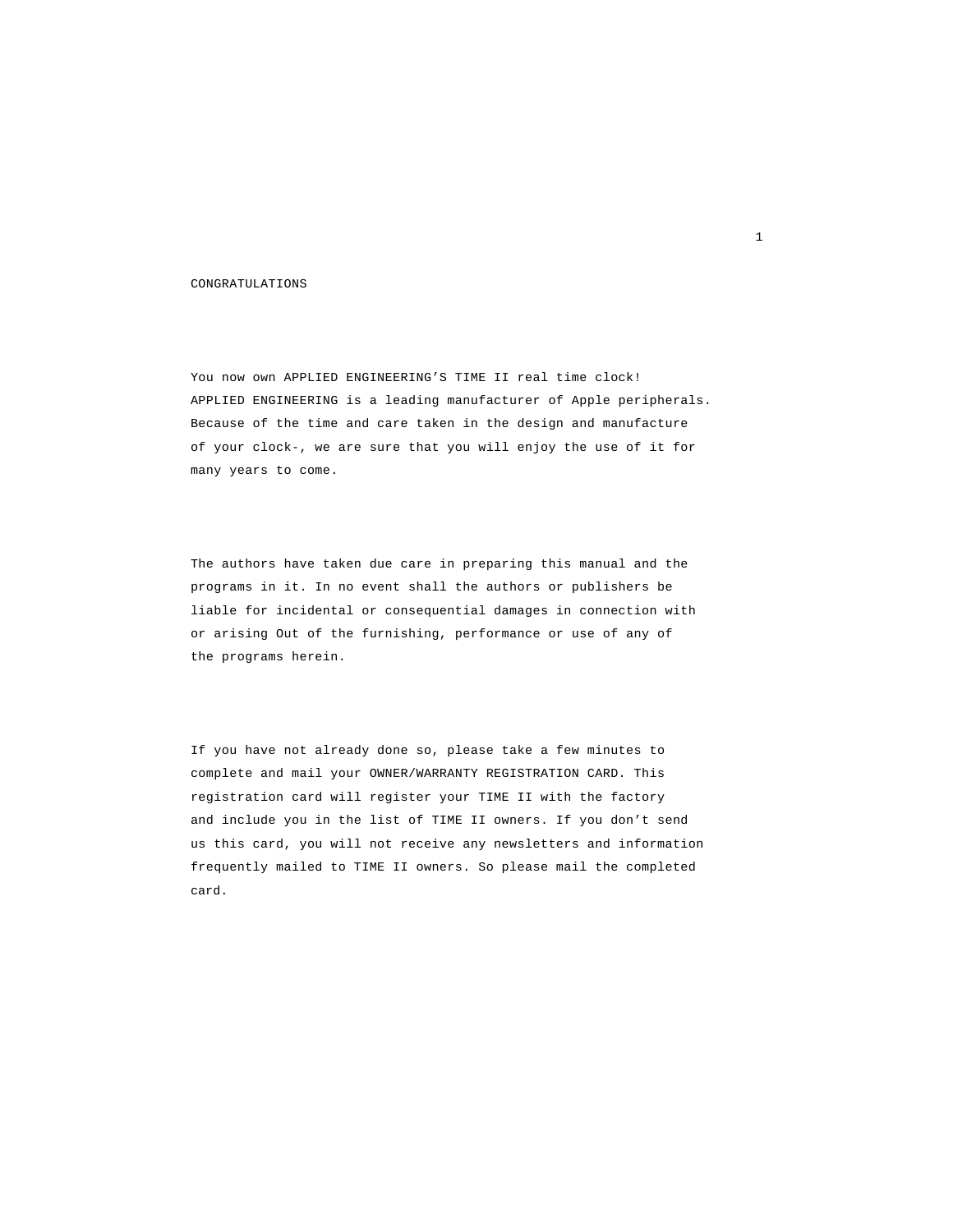# CONGRATULATIONS

You now own APPLIED ENGINEERING'S TIME II real time clock! APPLIED ENGINEERING is a leading manufacturer of Apple peripherals. Because of the time and care taken in the design and manufacture of your clock-, we are sure that you will enjoy the use of it for many years to come.

The authors have taken due care in preparing this manual and the programs in it. In no event shall the authors or publishers be liable for incidental or consequential damages in connection with or arising Out of the furnishing, performance or use of any of the programs herein.

If you have not already done so, please take a few minutes to complete and mail your OWNER/WARRANTY REGISTRATION CARD. This registration card will register your TIME II with the factory and include you in the list of TIME II owners. If you don't send us this card, you will not receive any newsletters and information frequently mailed to TIME II owners. So please mail the completed card.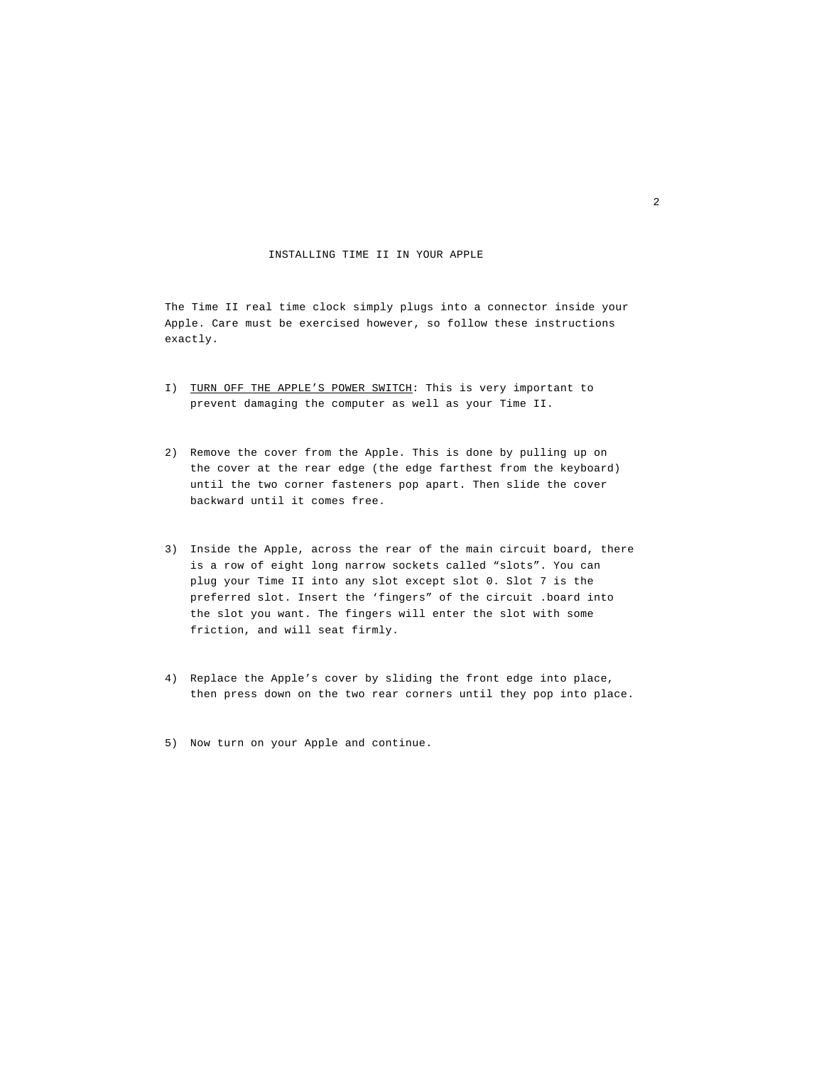## INSTALLING TIME II IN YOUR APPLE

The Time II real time clock simply plugs into a connector inside your Apple. Care must be exercised however, so follow these instructions exactly.

I) <u>TURN OFF THE APPLE'S POWER SWITCH</u>: This is very important to prevent damaging the computer as well as your Time II.

2) Remove the cover from the Apple. This is done by pulling up on the cover at the rear edge (the edge farthest from the keyboard) until the two corner fasteners pop apart. Then slide the cover backward until it comes free.

3) Inside the Apple, across the rear of the main circuit board, there is a row of eight long narrow sockets called "slots". You can plug your Time II into any slot except slot 0. Slot 7 is the preferred slot. Insert the 'fingers" of the circuit .board into the slot you want. The fingers will enter the slot with some friction, and will seat firmly.

4) Replace the Apple's cover by sliding the front edge into place, then press down on the two rear corners until they pop into place.

5) Now turn on your Apple and continue.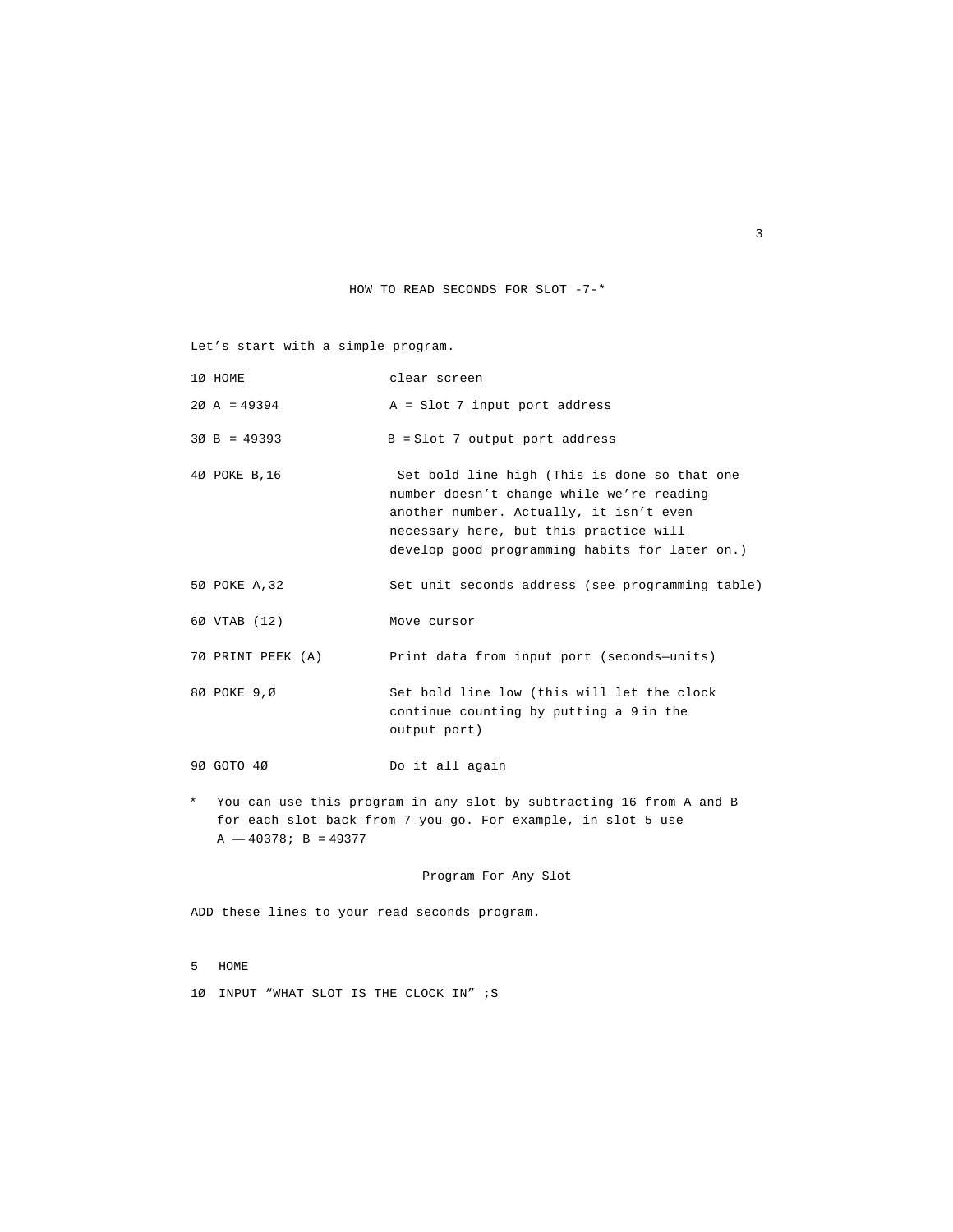## HOW TO READ SECONDS FOR SLOT -7-*

Let’s start with a simple program.

| | |
|---|---|
| 1Ø HOME | clear screen |
| 2Ø A = 49394 | A = Slot 7 input port address |
| 3Ø B = 49393 | B = Slot 7 output port address |
| 4Ø POKE B,16 | Set bold line high (This is done so that one number doesn’t change while we’re reading another number. Actually, it isn’t even necessary here, but this practice will develop good programming habits for later on.) |
| 5Ø POKE A,32 | Set unit seconds address (see programming table) |
| 6Ø VTAB (12) | Move cursor |
| 7Ø PRINT PEEK (A) | Print data from input port (seconds—units) |
| 8Ø POKE 9,Ø | Set bold line low (this will let the clock continue counting by putting a 9 in the output port) |
| 9Ø GOTO 4Ø | Do it all again |

* You can use this program in any slot by subtracting 16 from A and B for each slot back from 7 you go. For example, in slot 5 use A —— 40378; B = 49377

### Program For Any Slot

ADD these lines to your read seconds program.

```
5   HOME
1Ø  INPUT “WHAT SLOT IS THE CLOCK IN” ;S
```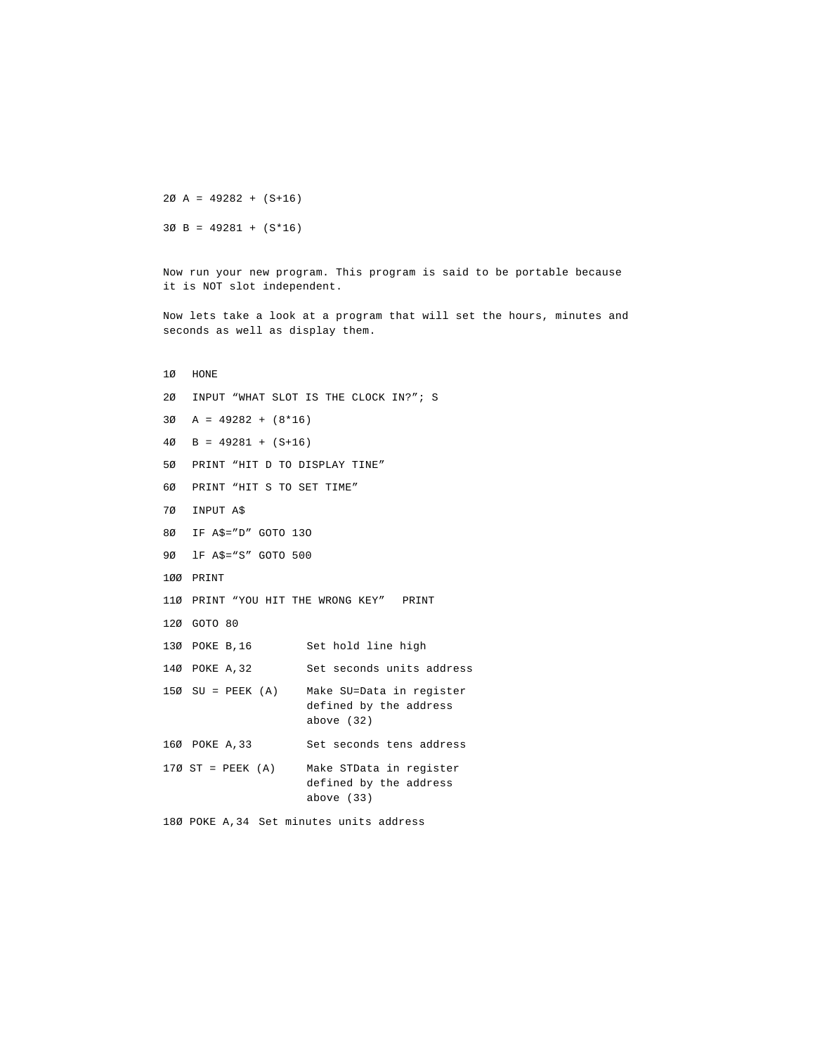```
2Ø A = 49282 + (S+16)

3Ø B = 49281 + (S*16)
```

Now run your new program. This program is said to be portable because it is NOT slot independent.

Now lets take a look at a program that will set the hours, minutes and seconds as well as display them.

```
1Ø   HONE
2Ø   INPUT “WHAT SLOT IS THE CLOCK IN?”; S
3Ø   A = 49282 + (8*16)
4Ø   B = 49281 + (S+16)
5Ø   PRINT “HIT D TO DISPLAY TINE”
6Ø   PRINT “HIT S TO SET TIME”
7Ø   INPUT A$
8Ø   IF A$=”D” GOTO 13O
9Ø   lF A$=“S” GOTO 500
1ØØ  PRINT
11Ø  PRINT “YOU HIT THE WRONG KEY”   PRINT
12Ø  GOTO 80
13Ø  POKE B,16         Set hold line high
14Ø  POKE A,32         Set seconds units address
15Ø  SU = PEEK (A)     Make SU=Data in register
                       defined by the address
                       above (32)
16Ø  POKE A,33         Set seconds tens address
17Ø ST = PEEK (A)      Make STData in register
                       defined by the address
                       above (33)
18Ø POKE A,34  Set minutes units address
```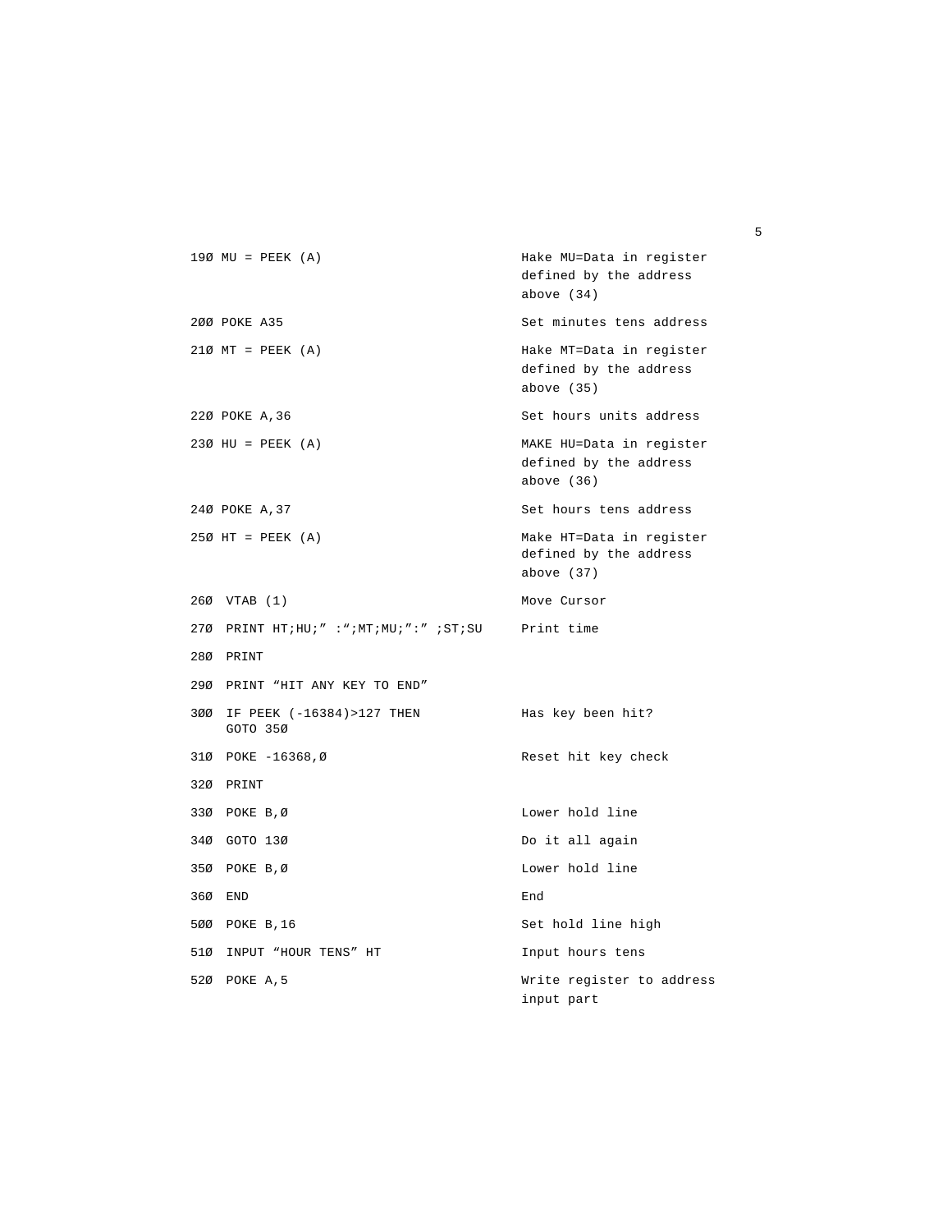| | |
|---|---|
| 19Ø MU = PEEK (A) | Hake MU=Data in register defined by the address above (34) |
| 2ØØ POKE A35 | Set minutes tens address |
| 21Ø MT = PEEK (A) | Hake MT=Data in register defined by the address above (35) |
| 22Ø POKE A,36 | Set hours units address |
| 23Ø HU = PEEK (A) | MAKE HU=Data in register defined by the address above (36) |
| 24Ø POKE A,37 | Set hours tens address |
| 25Ø HT = PEEK (A) | Make HT=Data in register defined by the address above (37) |
| 26Ø VTAB (1) | Move Cursor |
| 27Ø PRINT HT;HU;" :";MT;MU;":" ;ST;SU | Print time |
| 28Ø PRINT | |
| 29Ø PRINT "HIT ANY KEY TO END" | |
| 3ØØ IF PEEK (-16384)>127 THEN GOTO 35Ø | Has key been hit? |
| 31Ø POKE -16368,Ø | Reset hit key check |
| 32Ø PRINT | |
| 33Ø POKE B,Ø | Lower hold line |
| 34Ø GOTO 13Ø | Do it all again |
| 35Ø POKE B,Ø | Lower hold line |
| 36Ø END | End |
| 5ØØ POKE B,16 | Set hold line high |
| 51Ø INPUT "HOUR TENS" HT | Input hours tens |
| 52Ø POKE A,5 | Write register to address input part |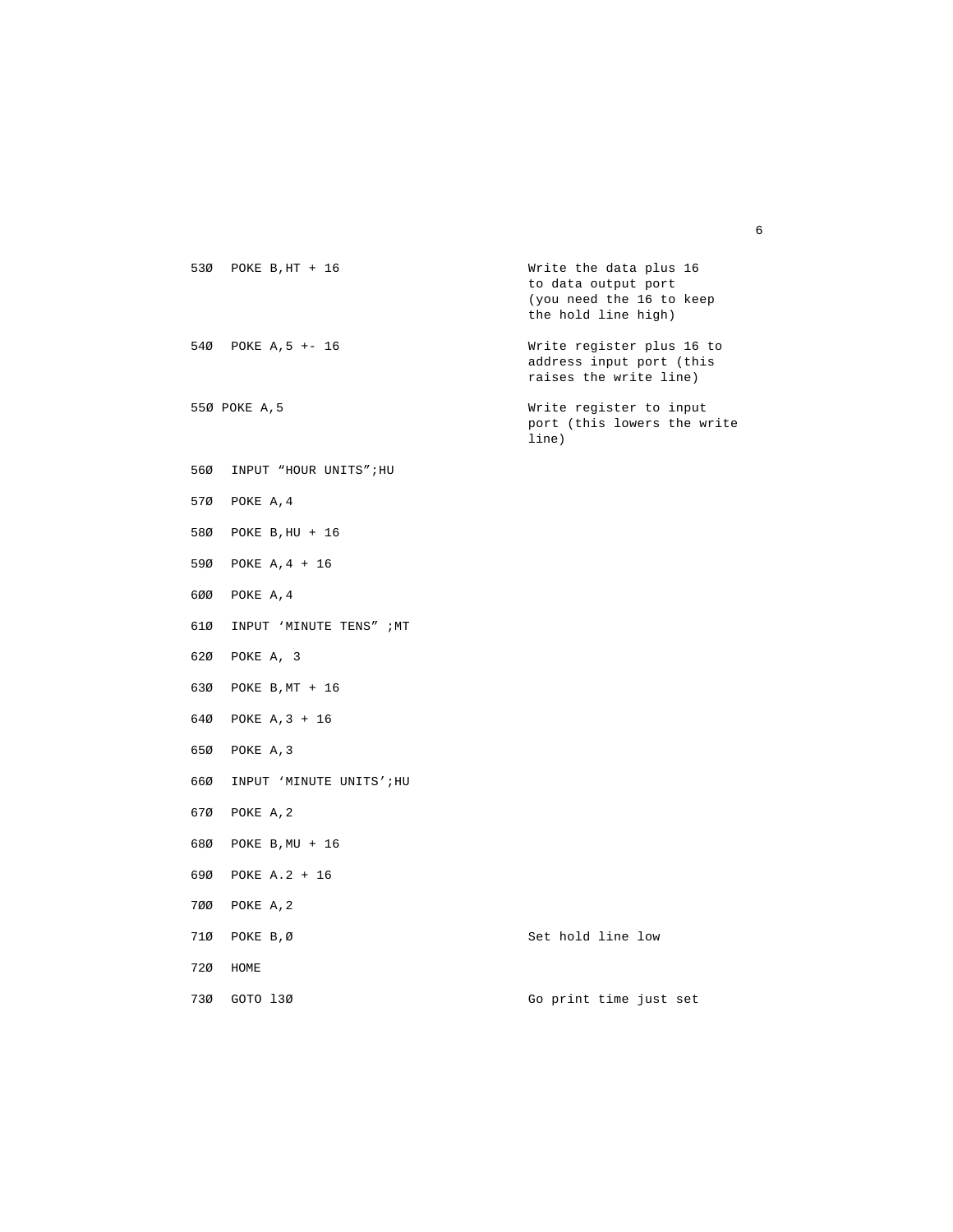```
530  POKE B,HT + 16              Write the data plus 16
                                 to data output port
                                 (you need the 16 to keep
                                 the hold line high)

540  POKE A,5 +- 16              Write register plus 16 to
                                 address input port (this
                                 raises the write line)

550 POKE A,5                     Write register to input
                                 port (this lowers the write
                                 line)

560  INPUT "HOUR UNITS";HU

570  POKE A,4

580  POKE B,HU + 16

590  POKE A,4 + 16

600  POKE A,4

610  INPUT 'MINUTE TENS" ;MT

620  POKE A, 3

630  POKE B,MT + 16

640  POKE A,3 + 16

650  POKE A,3

660  INPUT 'MINUTE UNITS';HU

670  POKE A,2

680  POKE B,MU + 16

690  POKE A.2 + 16

700  POKE A,2

710  POKE B,0                    Set hold line low

720  HOME

730  GOTO 130                    Go print time just set
```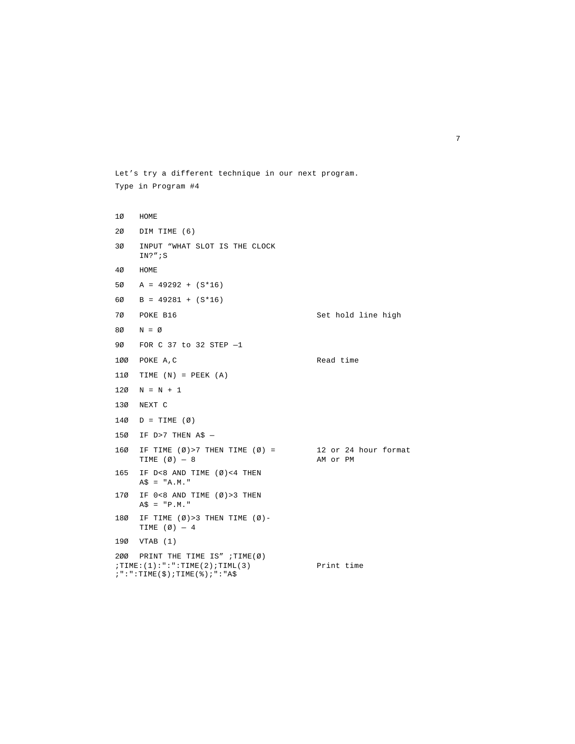Let’s try a different technique in our next program.

Type in Program #4

```
10   HOME
20   DIM TIME (6)
30   INPUT “WHAT SLOT IS THE CLOCK
     IN?”;S
40   HOME
50   A = 49292 + (S*16)
60   B = 49281 + (S*16)
70   POKE B16                              Set hold line high
80   N = Ø
90   FOR C 37 to 32 STEP —1
100  POKE A,C                              Read time
110  TIME (N) = PEEK (A)
120  N = N + 1
130  NEXT C
140  D = TIME (Ø)
150  IF D>7 THEN A$ —
160  IF TIME (Ø)>7 THEN TIME (Ø) =         12 or 24 hour format
     TIME (Ø) — 8                          AM or PM
165  IF D<8 AND TIME (Ø)<4 THEN
     A$ = "A.M."
170  IF 0<8 AND TIME (Ø)>3 THEN
     A$ = "P.M."
180  IF TIME (Ø)>3 THEN TIME (Ø)-
     TIME (Ø) — 4
190  VTAB (1)
200  PRINT THE TIME IS” ;TIME(Ø)
;TIME:(1):":":TIME(2);TIML(3)             Print time
;":":TIME($);TIME(%);":"A$
```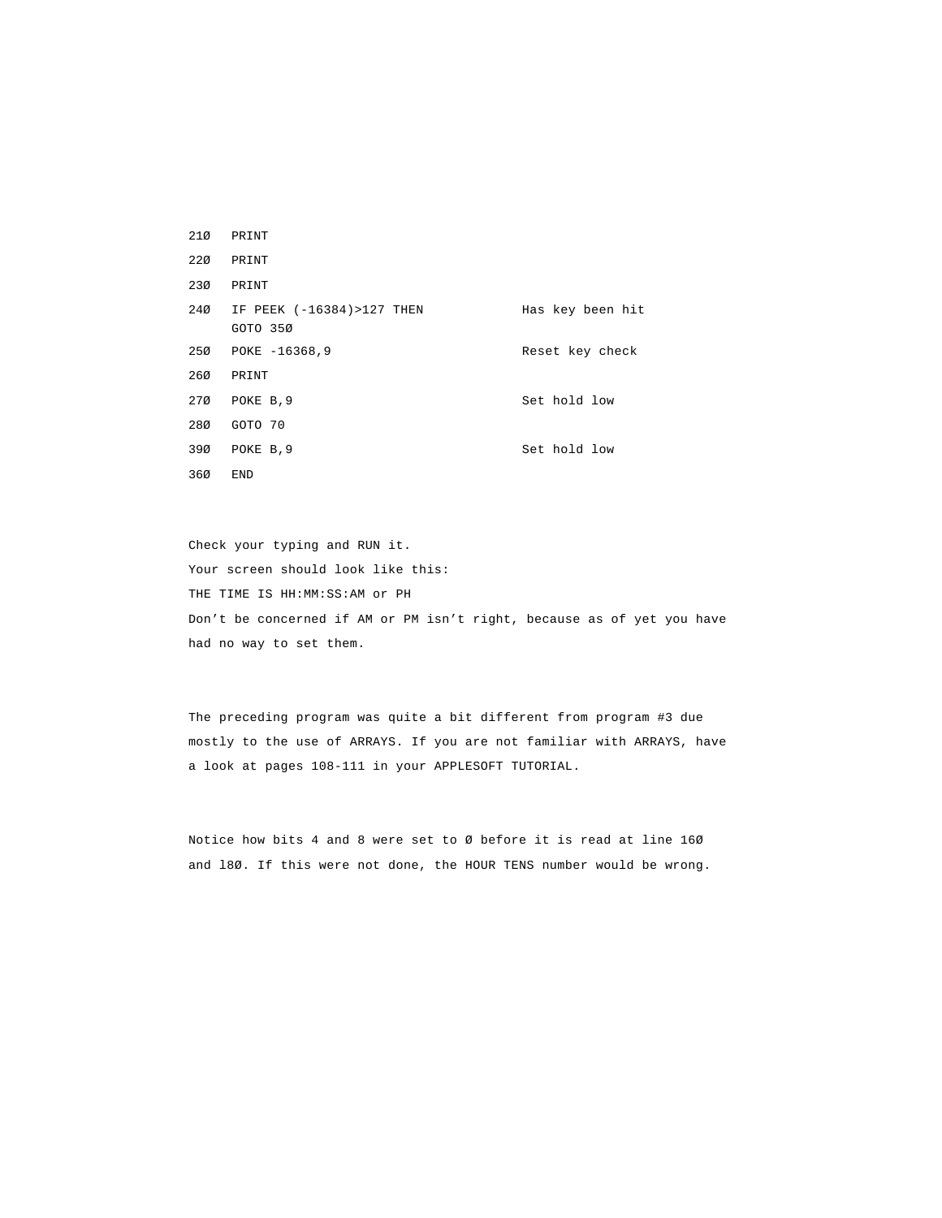```
210   PRINT
220   PRINT
230   PRINT
240   IF PEEK (-16384)>127 THEN         Has key been hit
      GOTO 350
250   POKE -16368,9                     Reset key check
260   PRINT
270   POKE B,9                          Set hold low
280   GOTO 70
390   POKE B,9                          Set hold low
360   END
```

Check your typing and RUN it.

Your screen should look like this:

THE TIME IS HH:MM:SS:AM or PH

Don't be concerned if AM or PM isn't right, because as of yet you have had no way to set them.

The preceding program was quite a bit different from program #3 due mostly to the use of ARRAYS. If you are not familiar with ARRAYS, have a look at pages 108-111 in your APPLESOFT TUTORIAL.

Notice how bits 4 and 8 were set to 0 before it is read at line 160 and 180. If this were not done, the HOUR TENS number would be wrong.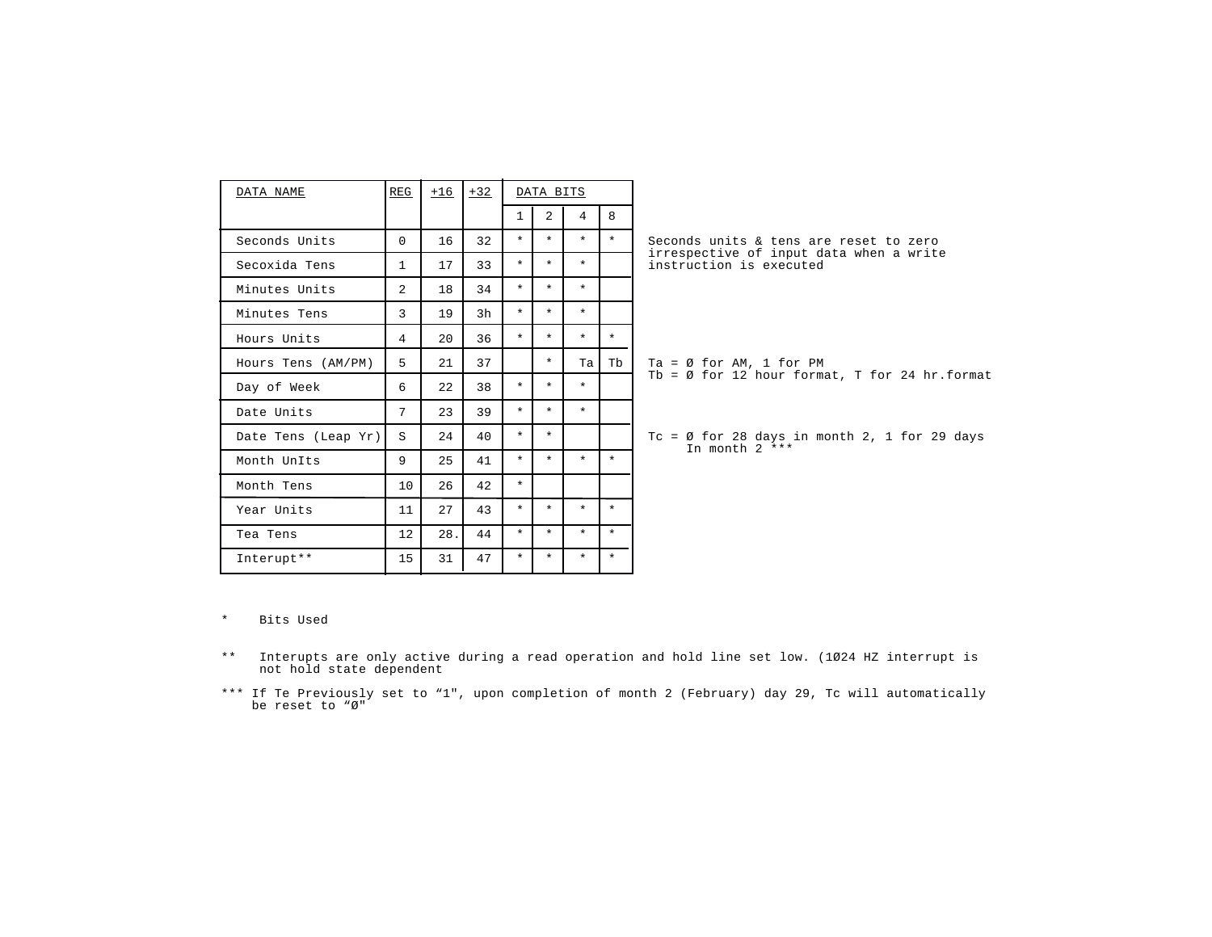| DATA NAME | REG | +16 | +32 | DATA BITS | | | |
|---|---|---|---|---|---|---|---|
| | | | | 1 | 2 | 4 | 8 |
| Seconds Units | 0 | 16 | 32 | * | * | * | * |
| Secoxida Tens | 1 | 17 | 33 | * | * | * | |
| Minutes Units | 2 | 18 | 34 | * | * | * | |
| Minutes Tens | 3 | 19 | 3h | * | * | * | |
| Hours Units | 4 | 20 | 36 | * | * | * | * |
| Hours Tens (AM/PM) | 5 | 21 | 37 | | * | Ta | Tb |
| Day of Week | 6 | 22 | 38 | * | * | * | |
| Date Units | 7 | 23 | 39 | * | * | * | |
| Date Tens (Leap Yr) | S | 24 | 40 | * | * | | |
| Month UnIts | 9 | 25 | 41 | * | * | * | * |
| Month Tens | 10 | 26 | 42 | * | | | |
| Year Units | 11 | 27 | 43 | * | * | * | * |
| Tea Tens | 12 | 28. | 44 | * | * | * | * |
| Interupt** | 15 | 31 | 47 | * | * | * | * |

Seconds units & tens are reset to zero irrespective of input data when a write instruction is executed

Ta = Ø for AM, 1 for PM
Tb = Ø for 12 hour format, T for 24 hr.format

Tc = Ø for 28 days in month 2, 1 for 29 days In month 2 ***

\* Bits Used

** Interupts are only active during a read operation and hold line set low. (1Ø24 HZ interrupt is not hold state dependent

*** If Te Previously set to "1", upon completion of month 2 (February) day 29, Tc will automatically be reset to "Ø"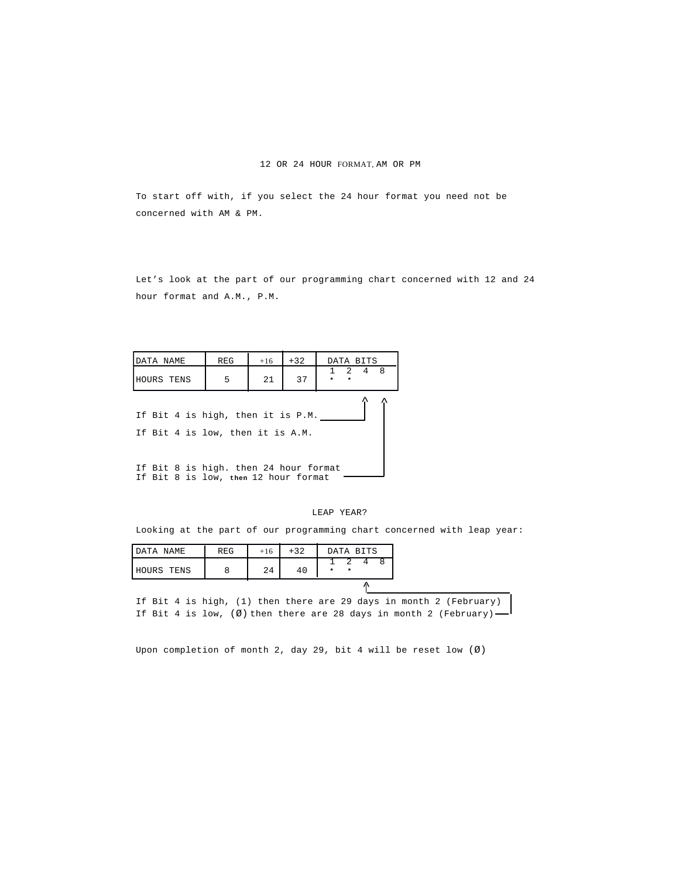## 12 OR 24 HOUR FORMAT, AM OR PM

To start off with, if you select the 24 hour format you need not be concerned with AM & PM.

Let's look at the part of our programming chart concerned with 12 and 24 hour format and A.M., P.M.

| DATA NAME | REG | +16 | +32 | DATA BITS 1 2 4 8 |
|---|---|---|---|---|
| HOURS TENS | 5 | 21 | 37 | * * |

If Bit 4 is high, then it is P.M.

If Bit 4 is low, then it is A.M.

If Bit 8 is high. then 24 hour format
If Bit 8 is low, then 12 hour format

## LEAP YEAR?

Looking at the part of our programming chart concerned with leap year:

| DATA NAME | REG | +16 | +32 | DATA BITS 1 2 4 8 |
|---|---|---|---|---|
| HOURS TENS | 8 | 24 | 40 | * * |

If Bit 4 is high, (1) then there are 29 days in month 2 (February)
If Bit 4 is low, (Ø) then there are 28 days in month 2 (February)

Upon completion of month 2, day 29, bit 4 will be reset low (Ø)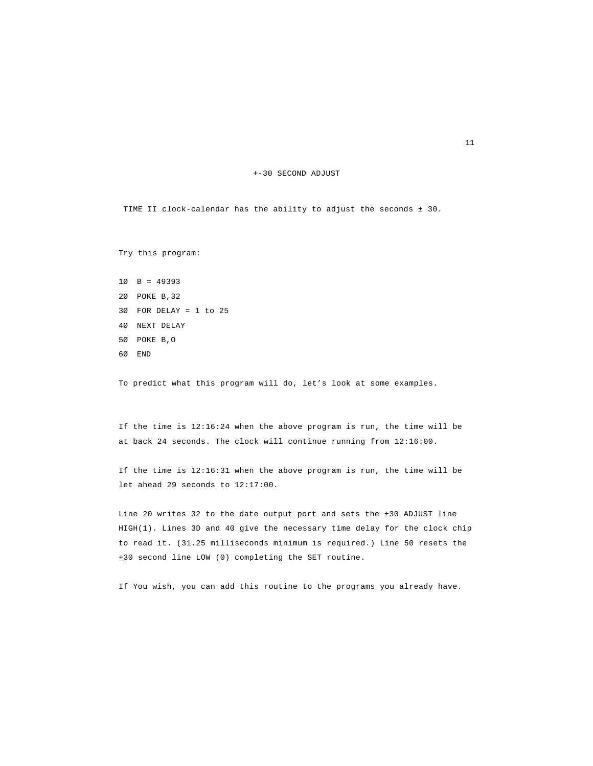## +-30 SECOND ADJUST

TIME II clock-calendar has the ability to adjust the seconds ± 30.

Try this program:

```
1Ø  B = 49393
2Ø  POKE B,32
3Ø  FOR DELAY = 1 to 25
4Ø  NEXT DELAY
5Ø  POKE B,O
6Ø  END
```

To predict what this program will do, let's look at some examples.

If the time is 12:16:24 when the above program is run, the time will be at back 24 seconds. The clock will continue running from 12:16:00.

If the time is 12:16:31 when the above program is run, the time will be let ahead 29 seconds to 12:17:00.

Line 20 writes 32 to the date output port and sets the ±30 ADJUST line HIGH(1). Lines 3D and 40 give the necessary time delay for the clock chip to read it. (31.25 milliseconds minimum is required.) Line 50 resets the ±30 second line LOW (0) completing the SET routine.

If You wish, you can add this routine to the programs you already have.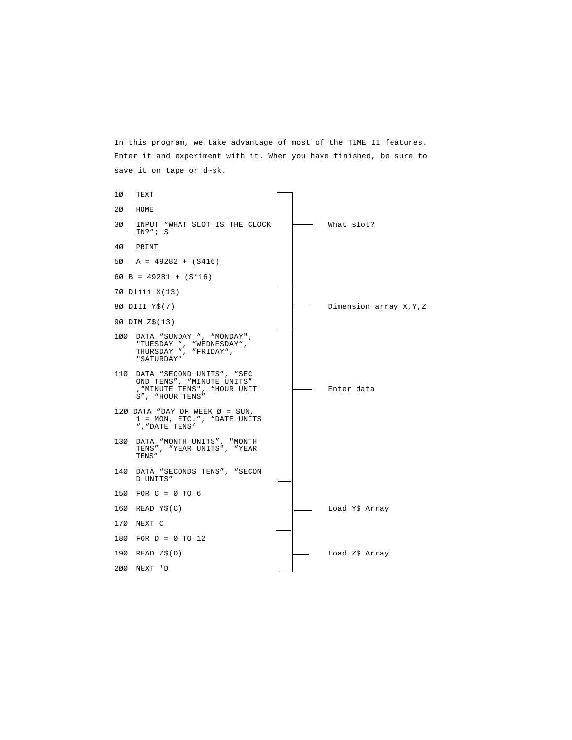In this program, we take advantage of most of the TIME II features. Enter it and experiment with it. When you have finished, be sure to save it on tape or d~sk.

```
10  TEXT                                        ┐
20  HOME                                        │
30  INPUT "WHAT SLOT IS THE CLOCK               ├── What slot?
    IN?"; S                                     │
40  PRINT                                       │
50  A = 49282 + (S416)                          │
60 B = 49281 + (S*16)                           ┘
70 Dliii X(13)                                  ┐
80 DIII Y$(7)                                   ├── Dimension array X,Y,Z
90 DIM Z$(13)                                   ┘
100  DATA "SUNDAY ", "MONDAY",                  ┐
     "TUESDAY ", "WEDNESDAY",                   │
     THURSDAY ", "FRIDAY",                      │
     "SATURDAY"                                 │
110  DATA "SECOND UNITS", "SEC                  │
     OND TENS", "MINUTE UNITS"                  │
     ,"MINUTE TENS", "HOUR UNIT                 ├── Enter data
     S", "HOUR TENS"                            │
120 DATA "DAY OF WEEK 0 = SUN,                  │
     1 = MON, ETC.", "DATE UNITS                │
     ","DATE TENS'                              │
130  DATA "MONTH UNITS", "MONTH                 │
     TENS", "YEAR UNITS", "YEAR                 │
     TENS"                                      │
140  DATA "SECONDS TENS", "SECON                │
     D UNITS"                                   ┘
150  FOR C = 0 TO 6                             ┐
160  READ Y$(C)                                 ├── Load Y$ Array
170  NEXT C                                     ┘
180  FOR D = 0 TO 12                            ┐
190  READ Z$(D)                                 ├── Load Z$ Array
200  NEXT 'D                                    ┘
```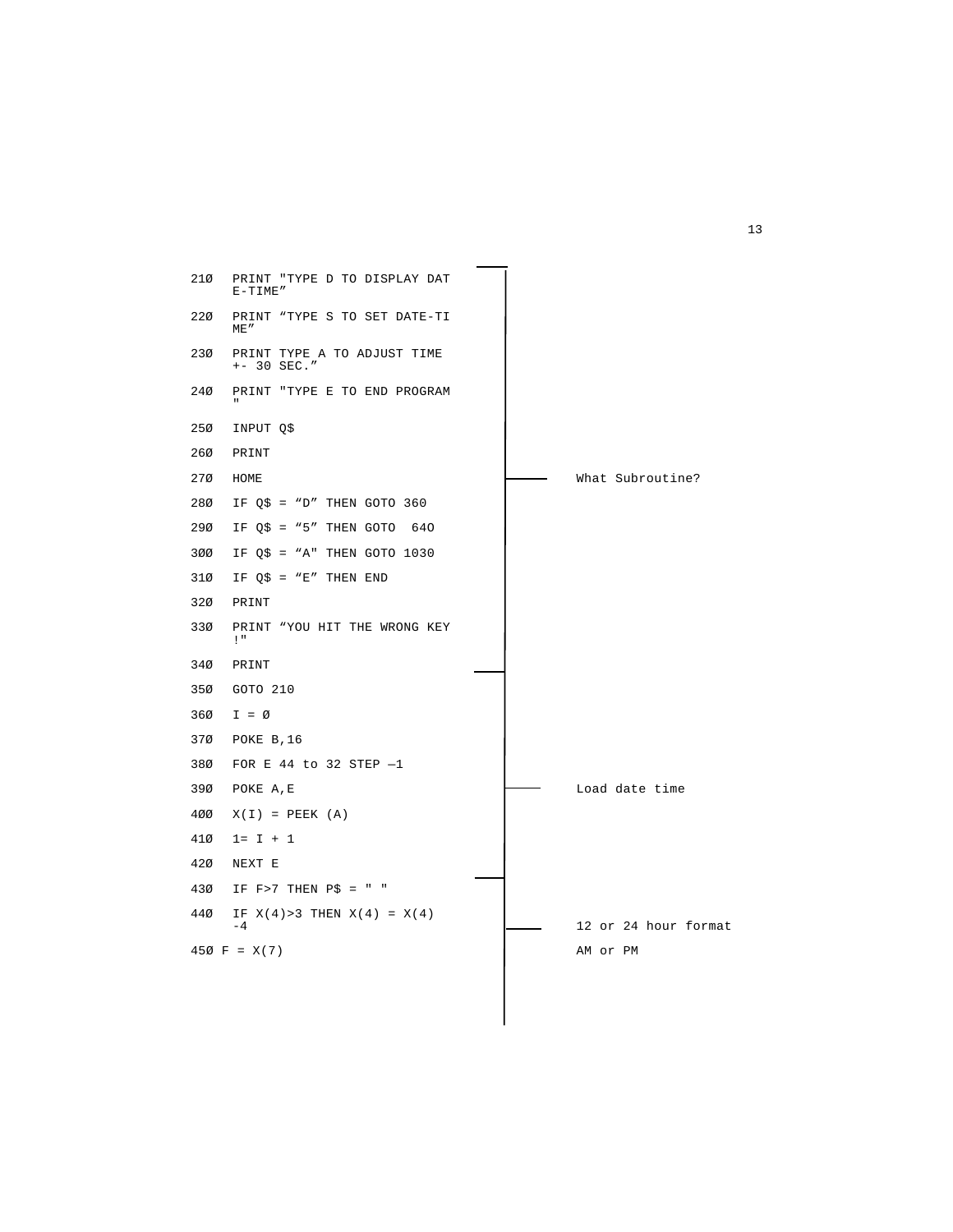```
210  PRINT "TYPE D TO DISPLAY DAT
     E-TIME"
220  PRINT "TYPE S TO SET DATE-TI
     ME"
230  PRINT TYPE A TO ADJUST TIME
     +- 30 SEC."
240  PRINT "TYPE E TO END PROGRAM
     "
250  INPUT Q$
260  PRINT
270  HOME                                   What Subroutine?
280  IF Q$ = "D" THEN GOTO 360
290  IF Q$ = "5" THEN GOTO  64O
3ØØ  IF Q$ = "A" THEN GOTO 1030
310  IF Q$ = "E" THEN END
320  PRINT
330  PRINT "YOU HIT THE WRONG KEY
     !"
340  PRINT
350  GOTO 210
360  I = Ø
370  POKE B,16
380  FOR E 44 to 32 STEP —1
390  POKE A,E                               Load date time
4ØØ  X(I) = PEEK (A)
410  1= I + 1
420  NEXT E
430  IF F>7 THEN P$ = " "
440  IF X(4)>3 THEN X(4) = X(4)
     -4                                     12 or 24 hour format
450 F = X(7)                                AM or PM
```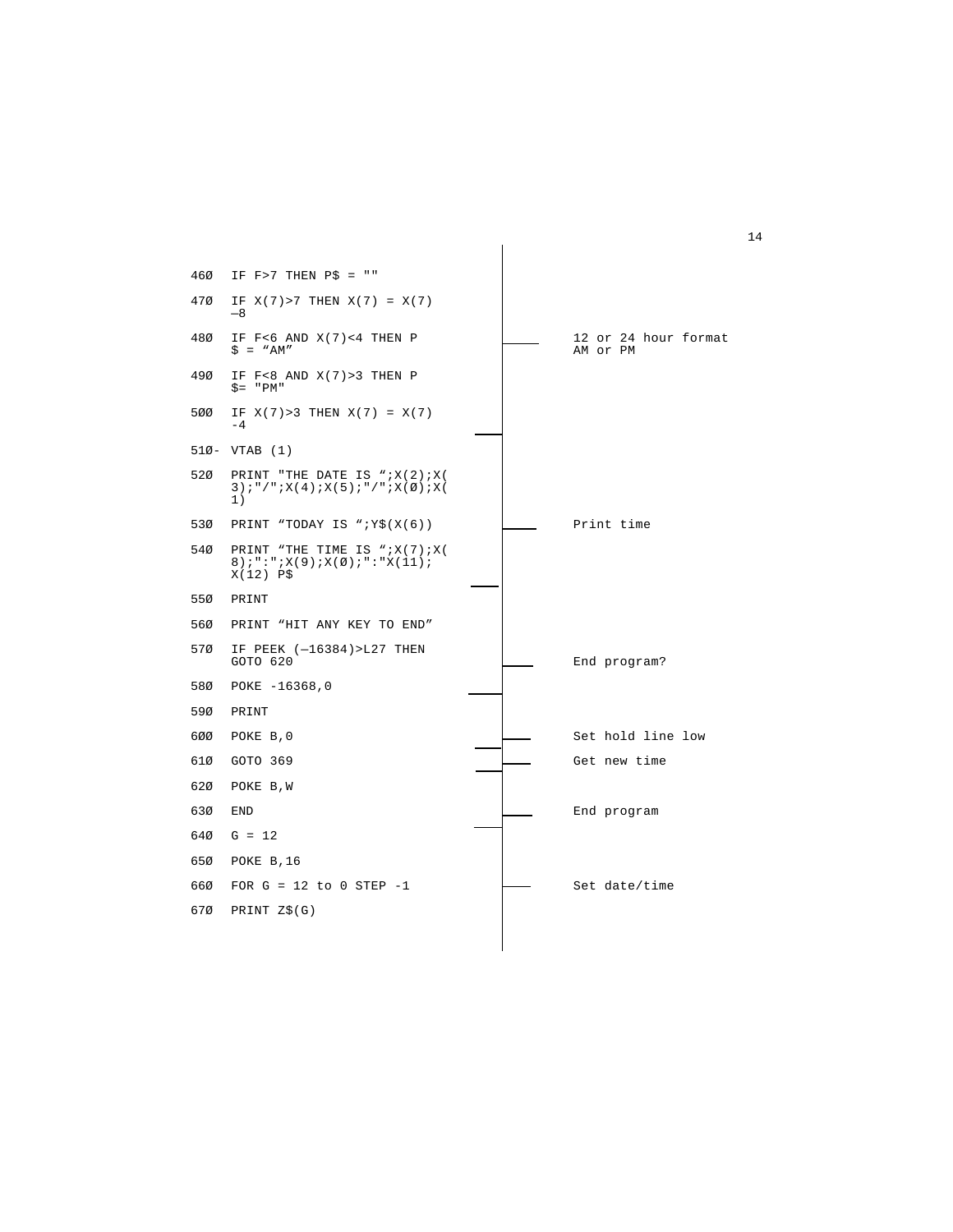```
460  IF F>7 THEN P$ = ""

470  IF X(7)>7 THEN X(7) = X(7)
     —8

480  IF F<6 AND X(7)<4 THEN P                  12 or 24 hour format
     $ = “AM”                                  AM or PM

490  IF F<8 AND X(7)>3 THEN P
     $= "PM"

500  IF X(7)>3 THEN X(7) = X(7)
     -4

510- VTAB (1)

520  PRINT "THE DATE IS “;X(2);X(
     3);"/";X(4);X(5);"/";X(0);X(
     1)

530  PRINT “TODAY IS “;Y$(X(6))                Print time

540  PRINT “THE TIME IS “;X(7);X(
     8);":";X(9);X(0);":"X(11);
     X(12) P$

550  PRINT

560  PRINT “HIT ANY KEY TO END”

570  IF PEEK (—16384)>L27 THEN
     GOTO 620                                  End program?

580  POKE -16368,0

590  PRINT

600  POKE B,0                                  Set hold line low

610  GOTO 369                                  Get new time

620  POKE B,W

630  END                                       End program

640  G = 12

650  POKE B,16

660  FOR G = 12 to 0 STEP -1                   Set date/time

670  PRINT Z$(G)
```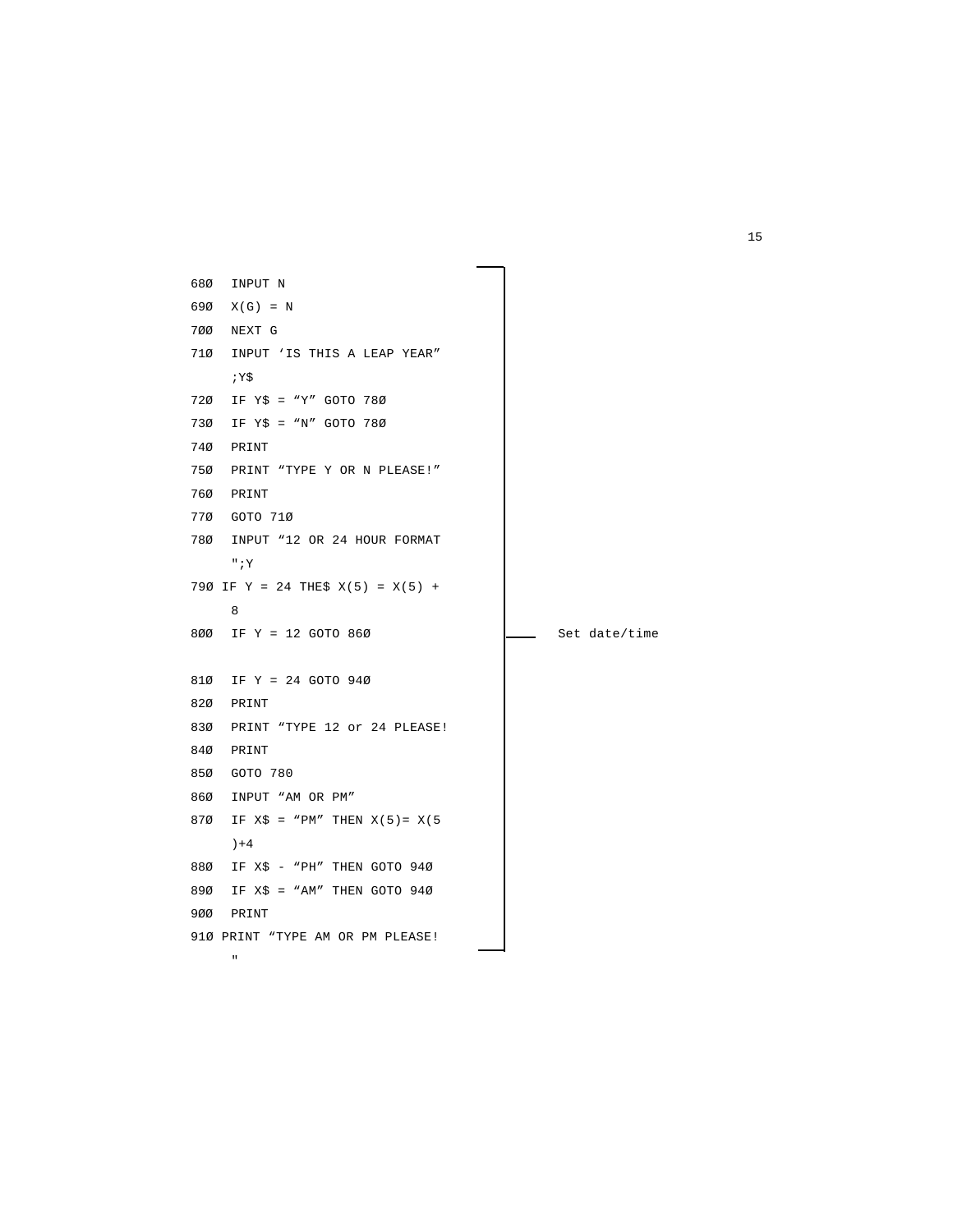```
68Ø  INPUT N
69Ø  X(G) = N
7ØØ  NEXT G
71Ø  INPUT 'IS THIS A LEAP YEAR"
     ;Y$
72Ø  IF Y$ = "Y" GOTO 78Ø
73Ø  IF Y$ = "N" GOTO 78Ø
74Ø  PRINT
75Ø  PRINT "TYPE Y OR N PLEASE!"
76Ø  PRINT
77Ø  GOTO 71Ø
78Ø  INPUT "12 OR 24 HOUR FORMAT
     ";Y
79Ø IF Y = 24 THE$ X(5) = X(5) +
     8
8ØØ  IF Y = 12 GOTO 86Ø

81Ø  IF Y = 24 GOTO 94Ø
82Ø  PRINT
83Ø  PRINT "TYPE 12 or 24 PLEASE!
84Ø  PRINT
85Ø  GOTO 780
86Ø  INPUT "AM OR PM"
87Ø  IF X$ = "PM" THEN X(5)= X(5
     )+4
88Ø  IF X$ - "PH" THEN GOTO 94Ø
89Ø  IF X$ = "AM" THEN GOTO 94Ø
9ØØ  PRINT
91Ø PRINT "TYPE AM OR PM PLEASE!
     "
```

Set date/time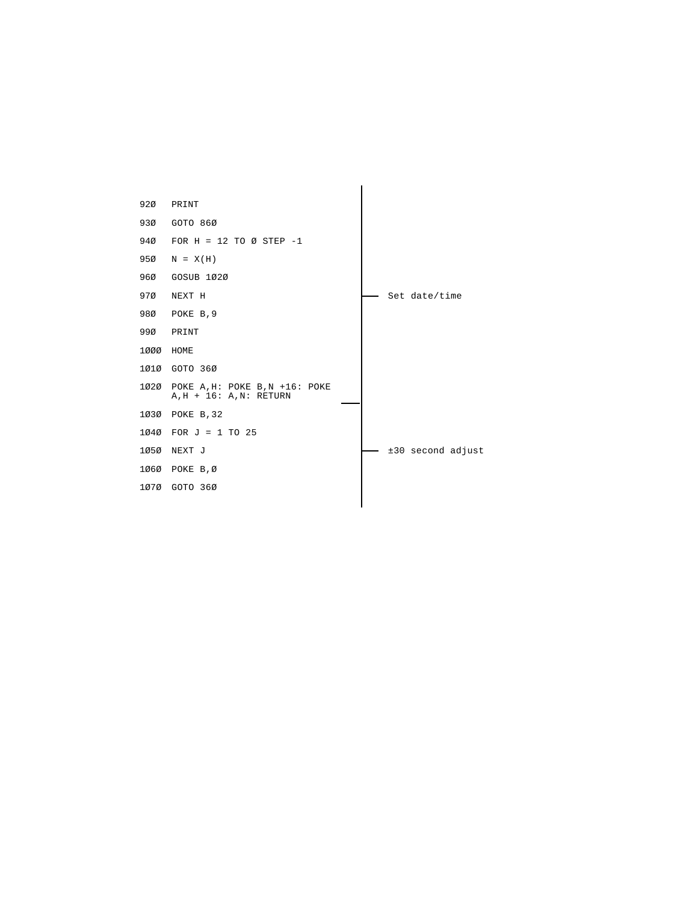```
920  PRINT
930  GOTO 860
940  FOR H = 12 TO 0 STEP -1
950  N = X(H)
960  GOSUB 1020
970  NEXT H                                  ── Set date/time
980  POKE B,9
990  PRINT
1000 HOME
1010 GOTO 360
1020 POKE A,H: POKE B,N +16: POKE
     A,H + 16: A,N: RETURN
1030 POKE B,32
1040 FOR J = 1 TO 25
1050 NEXT J                                  ── ±30 second adjust
1060 POKE B,0
1070 GOTO 360
```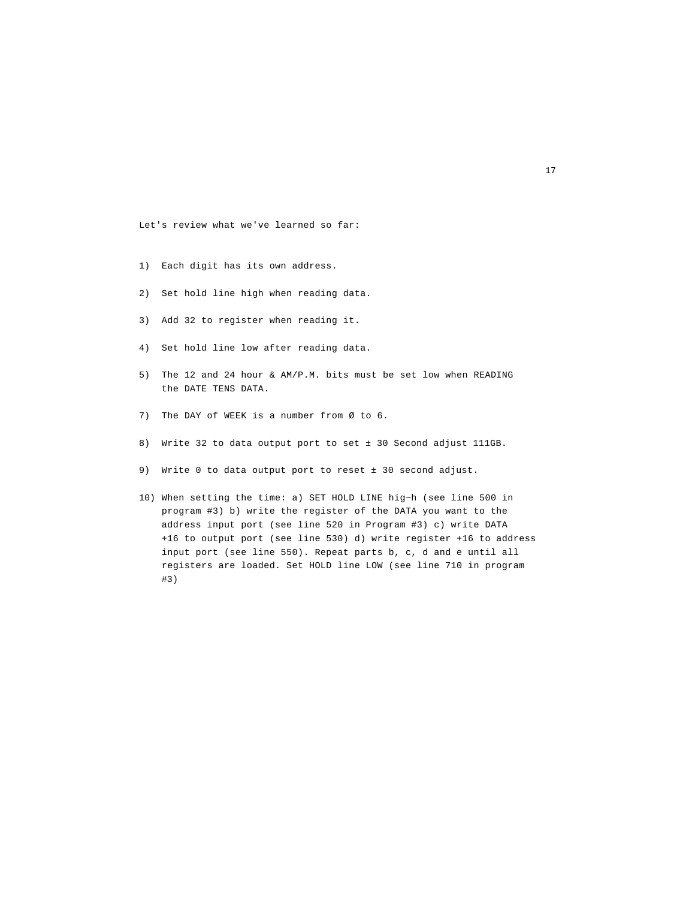Let's review what we've learned so far:

1) Each digit has its own address.

2) Set hold line high when reading data.

3) Add 32 to register when reading it.

4) Set hold line low after reading data.

5) The 12 and 24 hour & AM/P.M. bits must be set low when READING the DATE TENS DATA.

7) The DAY of WEEK is a number from Ø to 6.

8) Write 32 to data output port to set ± 30 Second adjust 111GB.

9) Write 0 to data output port to reset ± 30 second adjust.

10) When setting the time: a) SET HOLD LINE hig~h (see line 500 in program #3) b) write the register of the DATA you want to the address input port (see line 520 in Program #3) c) write DATA +16 to output port (see line 530) d) write register +16 to address input port (see line 550). Repeat parts b, c, d and e until all registers are loaded. Set HOLD line LOW (see line 710 in program #3)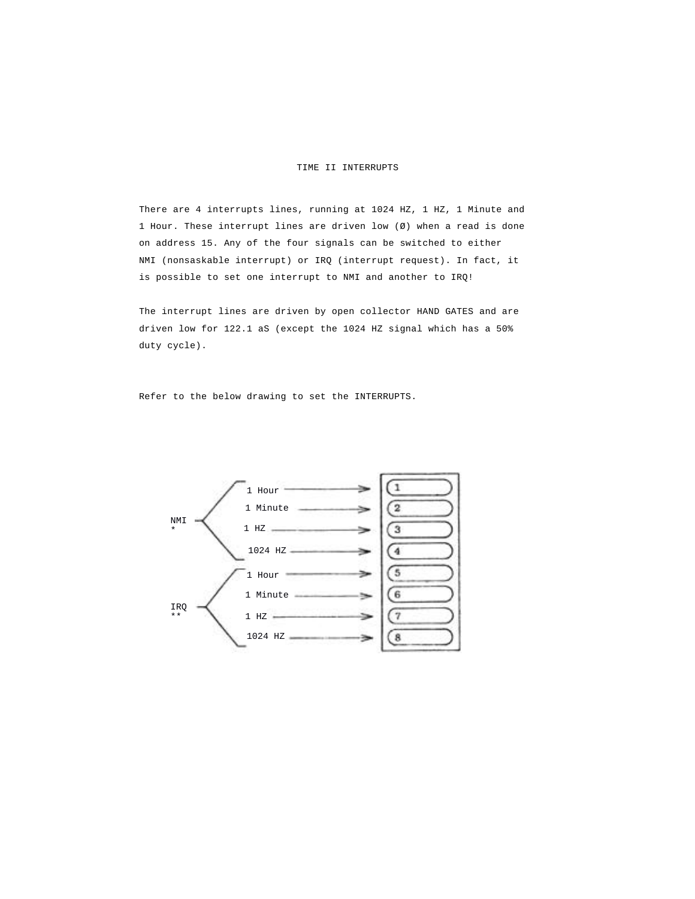# TIME II INTERRUPTS

There are 4 interrupts lines, running at 1024 HZ, 1 HZ, 1 Minute and 1 Hour. These interrupt lines are driven low (Ø) when a read is done on address 15. Any of the four signals can be switched to either NMI (nonsaskable interrupt) or IRQ (interrupt request). In fact, it is possible to set one interrupt to NMI and another to IRQ!

The interrupt lines are driven by open collector HAND GATES and are driven low for 122.1 aS (except the 1024 HZ signal which has a 50% duty cycle).

Refer to the below drawing to set the INTERRUPTS.

| Interrupt | Signal | Switch |
| --- | --- | --- |
| NMI * | 1 Hour | 1 |
| | 1 Minute | 2 |
| | 1 HZ | 3 |
| | 1024 HZ | 4 |
| IRQ ** | 1 Hour | 5 |
| | 1 Minute | 6 |
| | 1 HZ | 7 |
| | 1024 HZ | 8 |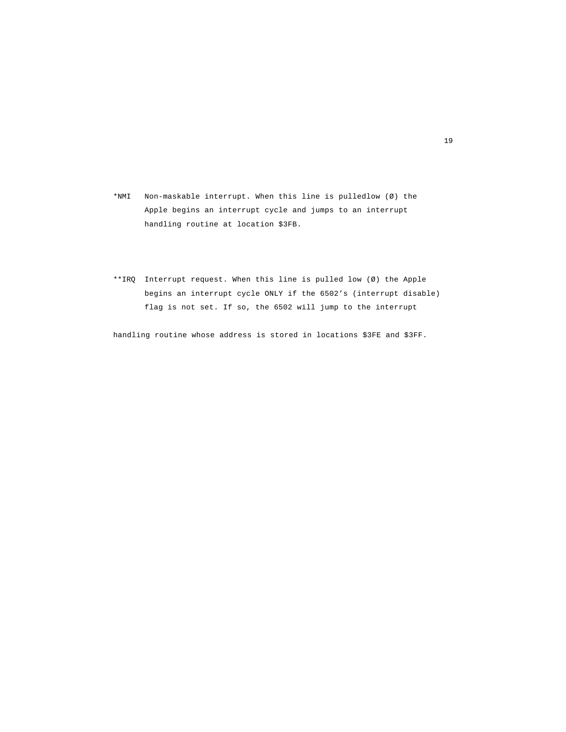*NMI   Non-maskable interrupt. When this line is pulledlow (Ø) the Apple begins an interrupt cycle and jumps to an interrupt handling routine at location $3FB.

**IRQ  Interrupt request. When this line is pulled low (Ø) the Apple begins an interrupt cycle ONLY if the 6502’s (interrupt disable) flag is not set. If so, the 6502 will jump to the interrupt

handling routine whose address is stored in locations $3FE and $3FF.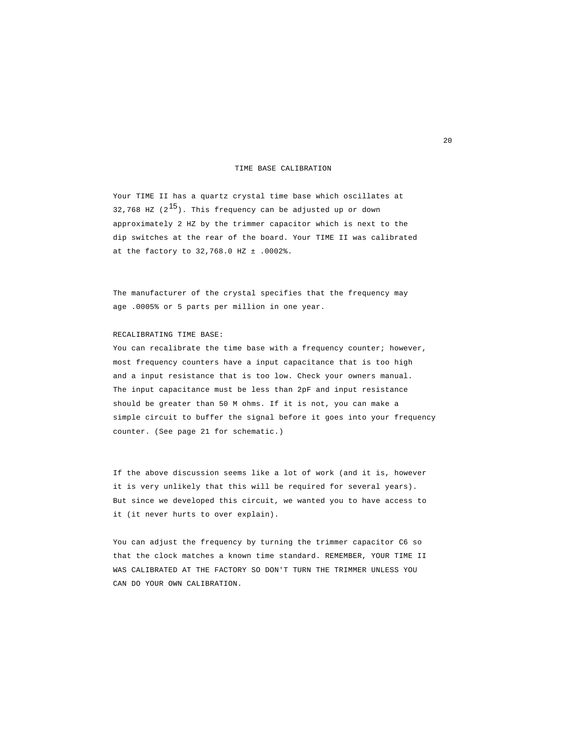# TIME BASE CALIBRATION

Your TIME II has a quartz crystal time base which oscillates at 32,768 HZ ($2^{15}$). This frequency can be adjusted up or down approximately 2 HZ by the trimmer capacitor which is next to the dip switches at the rear of the board. Your TIME II was calibrated at the factory to 32,768.0 HZ ± .0002%.

The manufacturer of the crystal specifies that the frequency may age .0005% or 5 parts per million in one year.

RECALIBRATING TIME BASE:
You can recalibrate the time base with a frequency counter; however, most frequency counters have a input capacitance that is too high and a input resistance that is too low. Check your owners manual. The input capacitance must be less than 2pF and input resistance should be greater than 50 M ohms. If it is not, you can make a simple circuit to buffer the signal before it goes into your frequency counter. (See page 21 for schematic.)

If the above discussion seems like a lot of work (and it is, however it is very unlikely that this will be required for several years). But since we developed this circuit, we wanted you to have access to it (it never hurts to over explain).

You can adjust the frequency by turning the trimmer capacitor C6 so that the clock matches a known time standard. REMEMBER, YOUR TIME II WAS CALIBRATED AT THE FACTORY SO DON'T TURN THE TRIMMER UNLESS YOU CAN DO YOUR OWN CALIBRATION.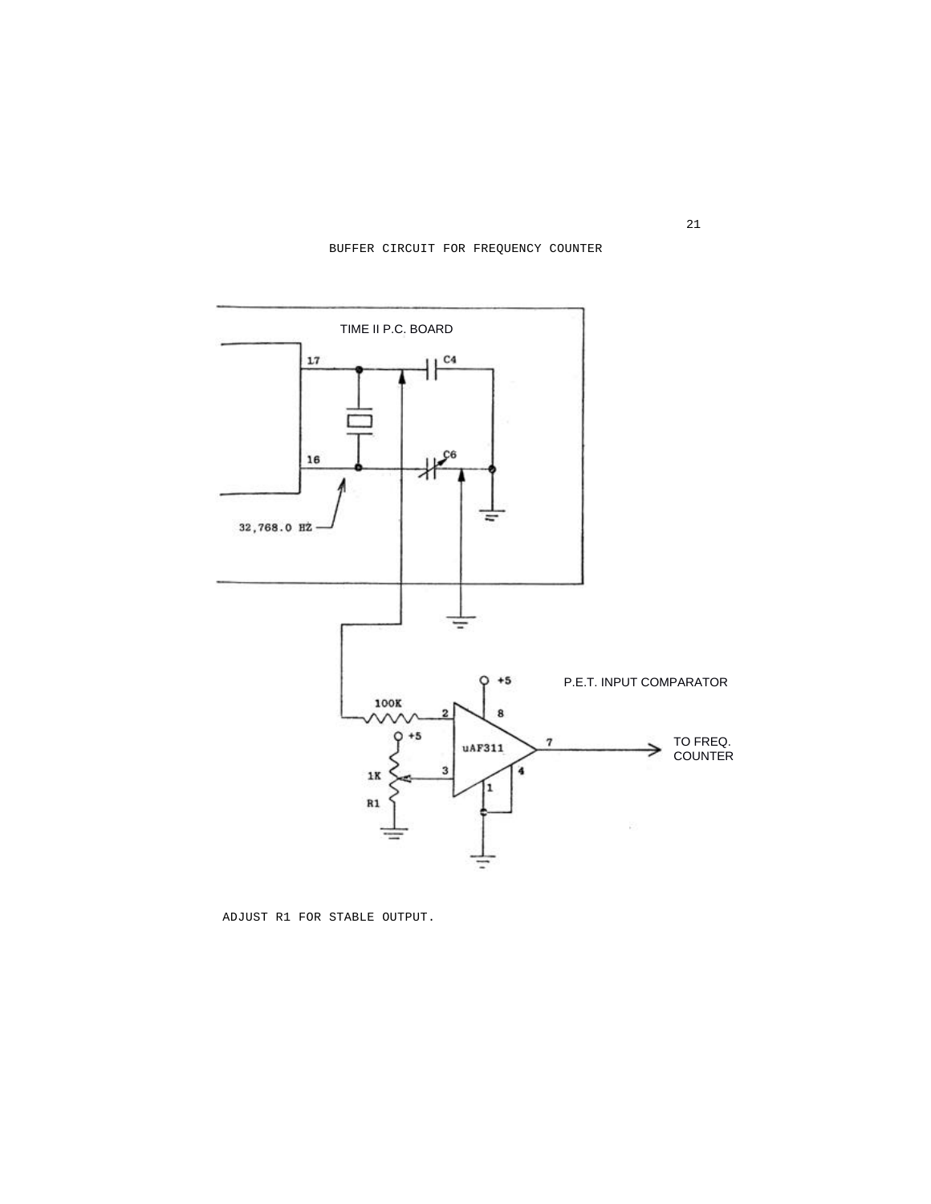BUFFER CIRCUIT FOR FREQUENCY COUNTER

TIME II P.C. BOARD

17

C4

16

C6

32,768.0 HZ

+5

P.E.T. INPUT COMPARATOR

100K

2

8

+5

uAF311

7

TO FREQ. COUNTER

1K

3

4

R1

1

ADJUST R1 FOR STABLE OUTPUT.